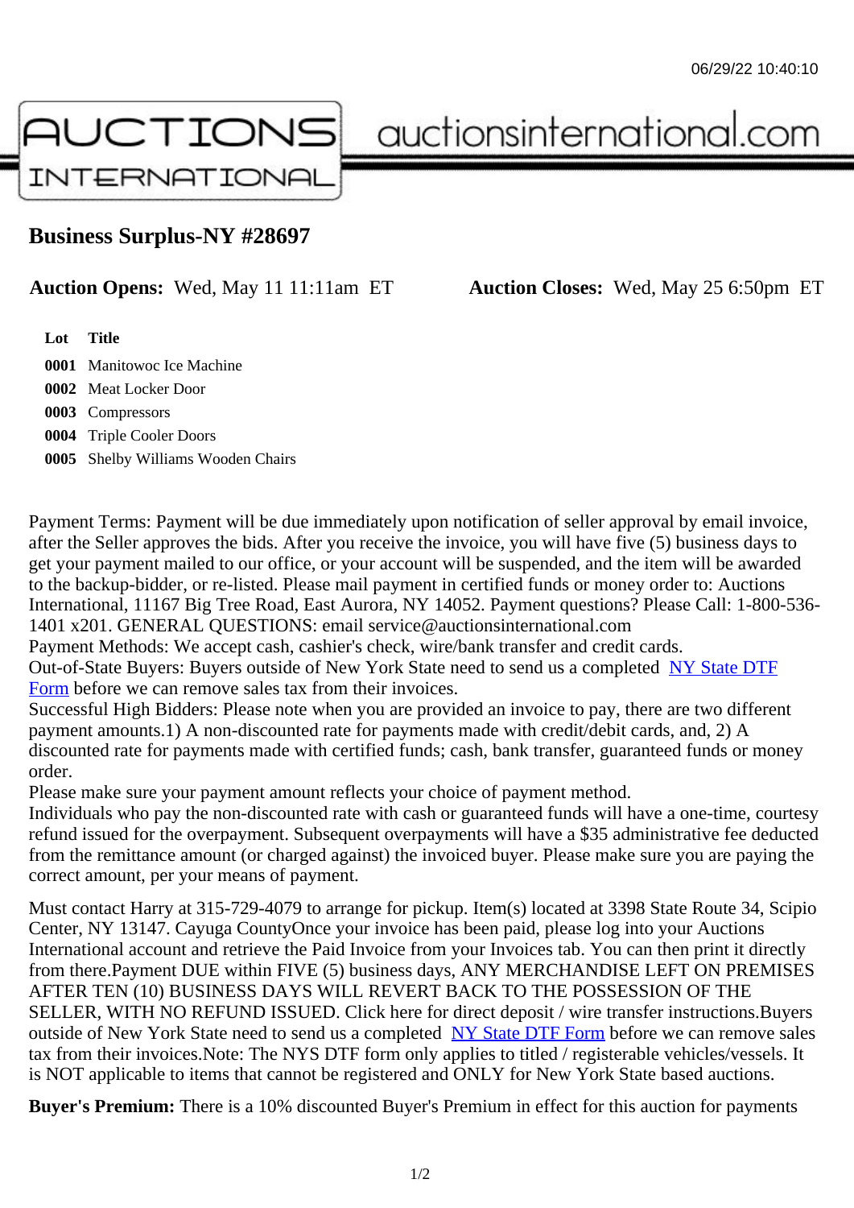06/29/22 10:40:10

AUCTIONS INTERNATIONAL auctionsinternational.com

## Business Surplus-NY #28697

**Auction Opens:** Wed, May 11 11:11am ET **Auction Closes:** Wed, May 25 6:50pm ET

| Lot | Title |
|---|---|
| **0001** | Manitowoc Ice Machine |
| **0002** | Meat Locker Door |
| **0003** | Compressors |
| **0004** | Triple Cooler Doors |
| **0005** | Shelby Williams Wooden Chairs |

Payment Terms: Payment will be due immediately upon notification of seller approval by email invoice, after the Seller approves the bids. After you receive the invoice, you will have five (5) business days to get your payment mailed to our office, or your account will be suspended, and the item will be awarded to the backup-bidder, or re-listed. Please mail payment in certified funds or money order to: Auctions International, 11167 Big Tree Road, East Aurora, NY 14052. Payment questions? Please Call: 1-800-536-1401 x201. GENERAL QUESTIONS: email service@auctionsinternational.com
Payment Methods: We accept cash, cashier's check, wire/bank transfer and credit cards.
Out-of-State Buyers: Buyers outside of New York State need to send us a completed NY State DTF Form before we can remove sales tax from their invoices.
Successful High Bidders: Please note when you are provided an invoice to pay, there are two different payment amounts.1) A non-discounted rate for payments made with credit/debit cards, and, 2) A discounted rate for payments made with certified funds; cash, bank transfer, guaranteed funds or money order.
Please make sure your payment amount reflects your choice of payment method.
Individuals who pay the non-discounted rate with cash or guaranteed funds will have a one-time, courtesy refund issued for the overpayment. Subsequent overpayments will have a $35 administrative fee deducted from the remittance amount (or charged against) the invoiced buyer. Please make sure you are paying the correct amount, per your means of payment.

Must contact Harry at 315-729-4079 to arrange for pickup. Item(s) located at 3398 State Route 34, Scipio Center, NY 13147. Cayuga CountyOnce your invoice has been paid, please log into your Auctions International account and retrieve the Paid Invoice from your Invoices tab. You can then print it directly from there.Payment DUE within FIVE (5) business days, ANY MERCHANDISE LEFT ON PREMISES AFTER TEN (10) BUSINESS DAYS WILL REVERT BACK TO THE POSSESSION OF THE SELLER, WITH NO REFUND ISSUED. Click here for direct deposit / wire transfer instructions.Buyers outside of New York State need to send us a completed NY State DTF Form before we can remove sales tax from their invoices.Note: The NYS DTF form only applies to titled / registerable vehicles/vessels. It is NOT applicable to items that cannot be registered and ONLY for New York State based auctions.

**Buyer's Premium:** There is a 10% discounted Buyer's Premium in effect for this auction for payments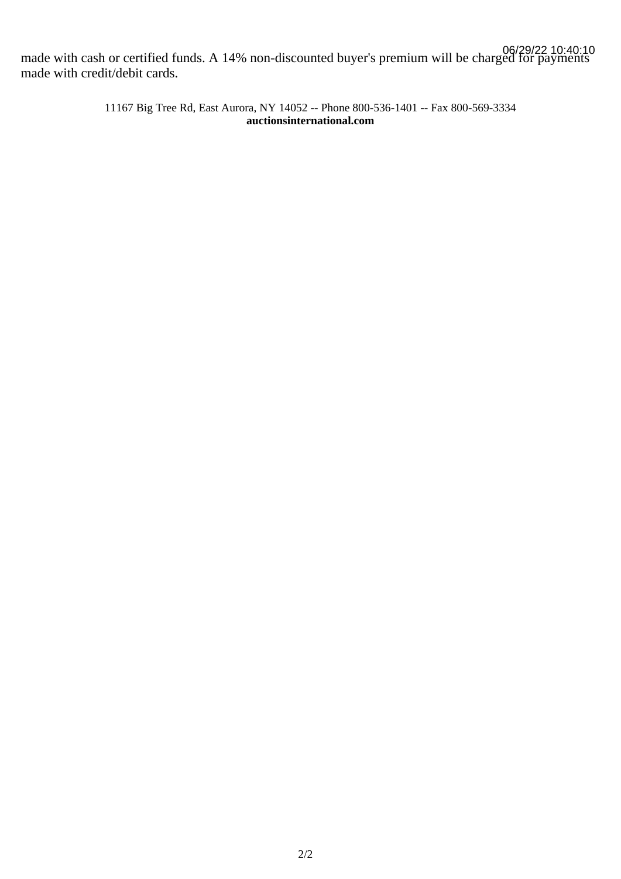made with cash or certified funds. A 14% non-discounted buyer's premium will be charged for payments made with credit/debit cards.

11167 Big Tree Rd, East Aurora, NY 14052 -- Phone 800-536-1401 -- Fax 800-569-3334
**auctionsinternational.com**